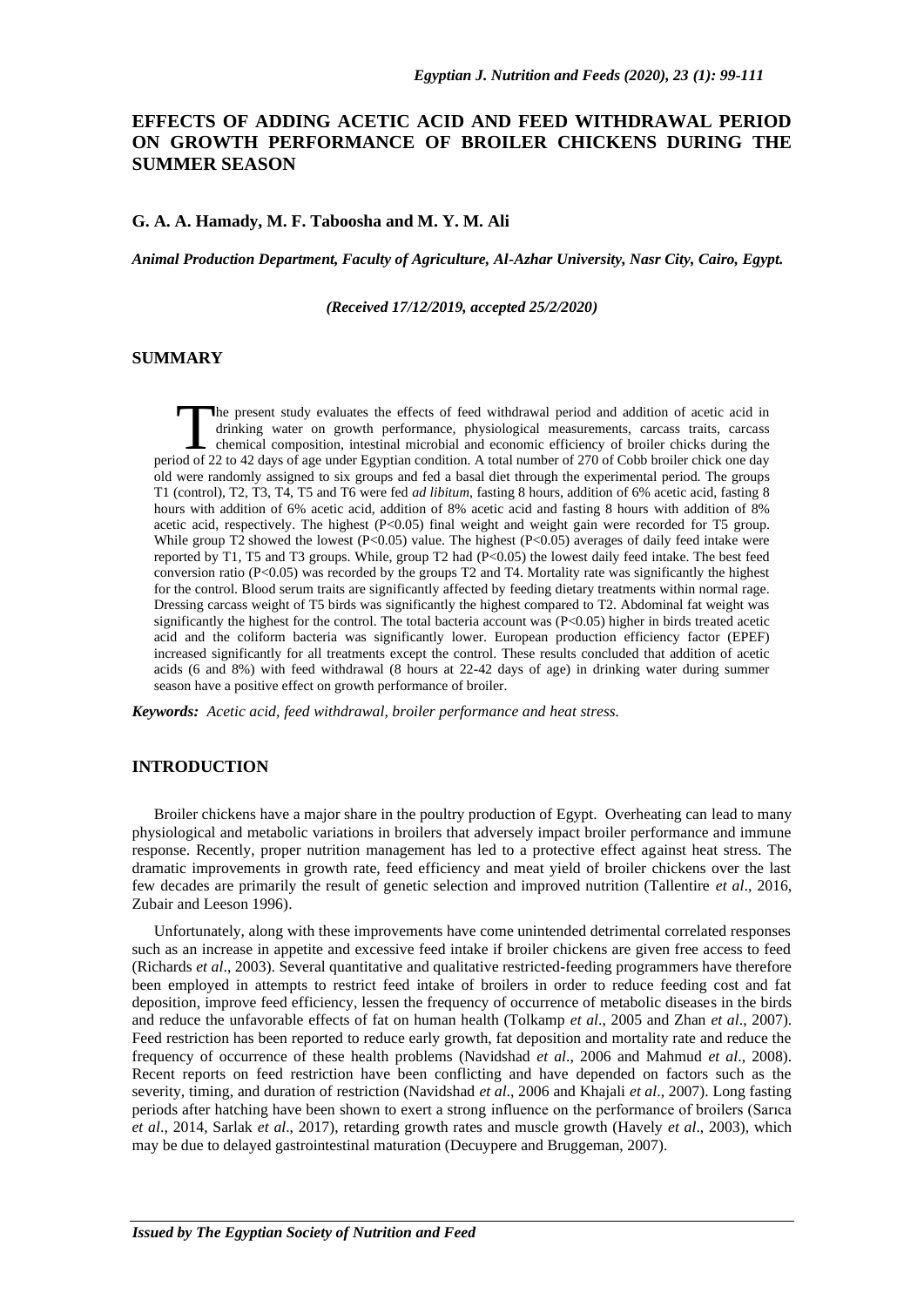# EFFECTS OF ADDING ACETIC ACID AND FEED WITHDRAWAL PERIOD ON GROWTH PERFORMANCE OF BROILER CHICKENS DURING THE SUMMER SEASON

**G. A. A. Hamady, M. F. Taboosha and M. Y. M. Ali**

***Animal Production Department, Faculty of Agriculture, Al-Azhar University, Nasr City, Cairo, Egypt.***

***(Received 17/12/2019, accepted 25/2/2020)***

## SUMMARY

The present study evaluates the effects of feed withdrawal period and addition of acetic acid in drinking water on growth performance, physiological measurements, carcass traits, carcass chemical composition, intestinal microbial and economic efficiency of broiler chicks during the period of 22 to 42 days of age under Egyptian condition. A total number of 270 of Cobb broiler chick one day old were randomly assigned to six groups and fed a basal diet through the experimental period. The groups T1 (control), T2, T3, T4, T5 and T6 were fed *ad libitum*, fasting 8 hours, addition of 6% acetic acid, fasting 8 hours with addition of 6% acetic acid, addition of 8% acetic acid and fasting 8 hours with addition of 8% acetic acid, respectively. The highest (P<0.05) final weight and weight gain were recorded for T5 group. While group T2 showed the lowest (P<0.05) value. The highest (P<0.05) averages of daily feed intake were reported by T1, T5 and T3 groups. While, group T2 had (P<0.05) the lowest daily feed intake. The best feed conversion ratio (P<0.05) was recorded by the groups T2 and T4. Mortality rate was significantly the highest for the control. Blood serum traits are significantly affected by feeding dietary treatments within normal rage. Dressing carcass weight of T5 birds was significantly the highest compared to T2. Abdominal fat weight was significantly the highest for the control. The total bacteria account was (P<0.05) higher in birds treated acetic acid and the coliform bacteria was significantly lower. European production efficiency factor (EPEF) increased significantly for all treatments except the control. These results concluded that addition of acetic acids (6 and 8%) with feed withdrawal (8 hours at 22-42 days of age) in drinking water during summer season have a positive effect on growth performance of broiler.

***Keywords:*** *Acetic acid, feed withdrawal, broiler performance and heat stress.*

## INTRODUCTION

Broiler chickens have a major share in the poultry production of Egypt. Overheating can lead to many physiological and metabolic variations in broilers that adversely impact broiler performance and immune response. Recently, proper nutrition management has led to a protective effect against heat stress. The dramatic improvements in growth rate, feed efficiency and meat yield of broiler chickens over the last few decades are primarily the result of genetic selection and improved nutrition (Tallentire *et al*., 2016, Zubair and Leeson 1996).

Unfortunately, along with these improvements have come unintended detrimental correlated responses such as an increase in appetite and excessive feed intake if broiler chickens are given free access to feed (Richards *et al*., 2003). Several quantitative and qualitative restricted-feeding programmers have therefore been employed in attempts to restrict feed intake of broilers in order to reduce feeding cost and fat deposition, improve feed efficiency, lessen the frequency of occurrence of metabolic diseases in the birds and reduce the unfavorable effects of fat on human health (Tolkamp *et al*., 2005 and Zhan *et al*., 2007). Feed restriction has been reported to reduce early growth, fat deposition and mortality rate and reduce the frequency of occurrence of these health problems (Navidshad *et al*., 2006 and Mahmud *et al*., 2008). Recent reports on feed restriction have been conflicting and have depended on factors such as the severity, timing, and duration of restriction (Navidshad *et al*., 2006 and Khajali *et al*., 2007). Long fasting periods after hatching have been shown to exert a strong influence on the performance of broilers (Sarıca *et al*., 2014, Sarlak *et al*., 2017), retarding growth rates and muscle growth (Havely *et al*., 2003), which may be due to delayed gastrointestinal maturation (Decuypere and Bruggeman, 2007).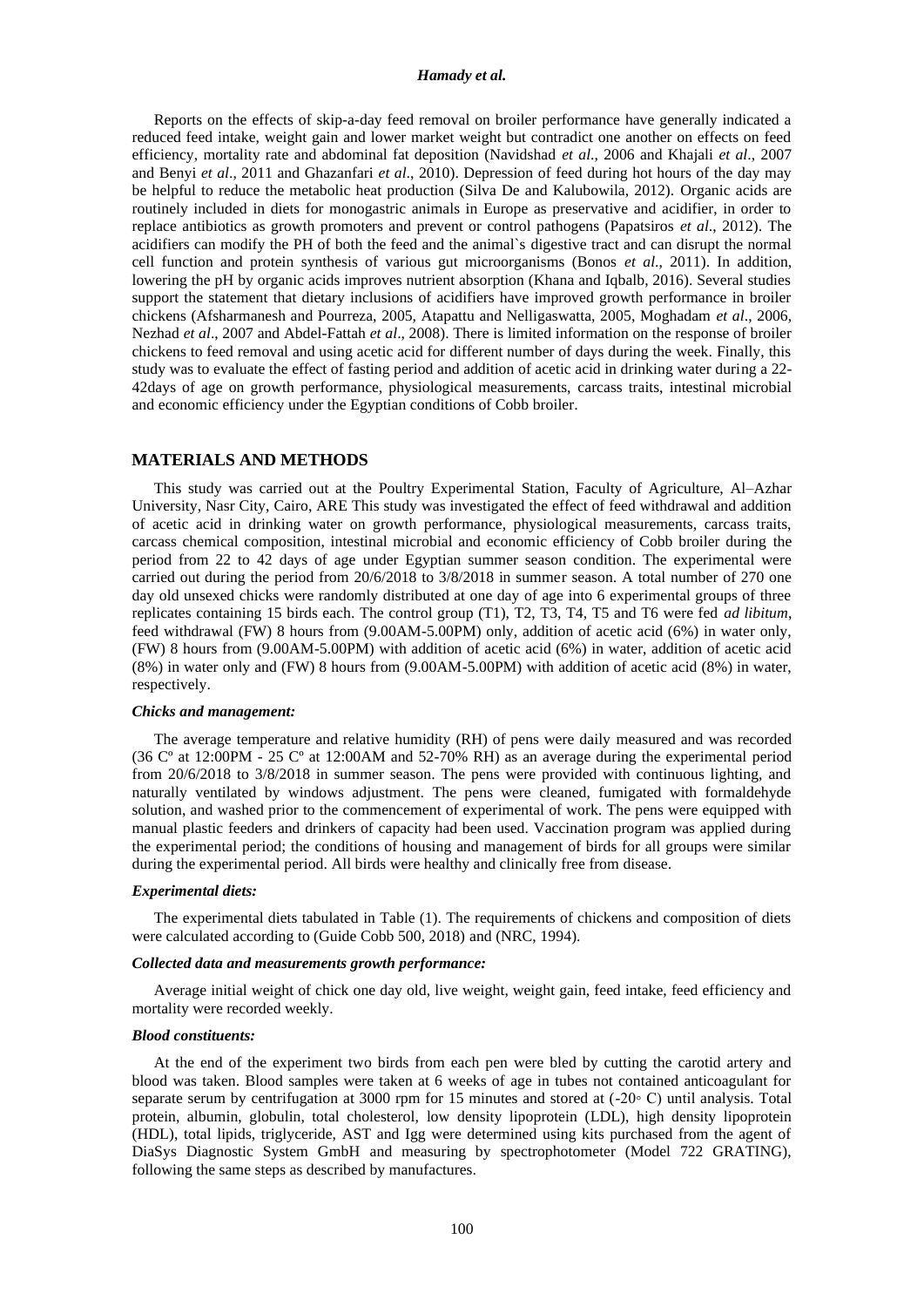Reports on the effects of skip-a-day feed removal on broiler performance have generally indicated a reduced feed intake, weight gain and lower market weight but contradict one another on effects on feed efficiency, mortality rate and abdominal fat deposition (Navidshad *et al*., 2006 and Khajali *et al*., 2007 and Benyi *et al*., 2011 and Ghazanfari *et al*., 2010). Depression of feed during hot hours of the day may be helpful to reduce the metabolic heat production (Silva De and Kalubowila, 2012). Organic acids are routinely included in diets for monogastric animals in Europe as preservative and acidifier, in order to replace antibiotics as growth promoters and prevent or control pathogens (Papatsiros *et al*., 2012). The acidifiers can modify the PH of both the feed and the animal`s digestive tract and can disrupt the normal cell function and protein synthesis of various gut microorganisms (Bonos *et al*., 2011). In addition, lowering the pH by organic acids improves nutrient absorption (Khana and Iqbalb, 2016). Several studies support the statement that dietary inclusions of acidifiers have improved growth performance in broiler chickens (Afsharmanesh and Pourreza, 2005, Atapattu and Nelligaswatta, 2005, Moghadam *et al*., 2006, Nezhad *et al*., 2007 and Abdel-Fattah *et al*., 2008). There is limited information on the response of broiler chickens to feed removal and using acetic acid for different number of days during the week. Finally, this study was to evaluate the effect of fasting period and addition of acetic acid in drinking water during a 22-42days of age on growth performance, physiological measurements, carcass traits, intestinal microbial and economic efficiency under the Egyptian conditions of Cobb broiler.

## MATERIALS AND METHODS

This study was carried out at the Poultry Experimental Station, Faculty of Agriculture, Al–Azhar University, Nasr City, Cairo, ARE This study was investigated the effect of feed withdrawal and addition of acetic acid in drinking water on growth performance, physiological measurements, carcass traits, carcass chemical composition, intestinal microbial and economic efficiency of Cobb broiler during the period from 22 to 42 days of age under Egyptian summer season condition. The experimental were carried out during the period from 20/6/2018 to 3/8/2018 in summer season. A total number of 270 one day old unsexed chicks were randomly distributed at one day of age into 6 experimental groups of three replicates containing 15 birds each. The control group (T1), T2, T3, T4, T5 and T6 were fed *ad libitum*, feed withdrawal (FW) 8 hours from (9.00AM-5.00PM) only, addition of acetic acid (6%) in water only, (FW) 8 hours from (9.00AM-5.00PM) with addition of acetic acid (6%) in water, addition of acetic acid (8%) in water only and (FW) 8 hours from (9.00AM-5.00PM) with addition of acetic acid (8%) in water, respectively.

### *Chicks and management:*

The average temperature and relative humidity (RH) of pens were daily measured and was recorded (36 Cº at 12:00PM - 25 Cº at 12:00AM and 52-70% RH) as an average during the experimental period from 20/6/2018 to 3/8/2018 in summer season. The pens were provided with continuous lighting, and naturally ventilated by windows adjustment. The pens were cleaned, fumigated with formaldehyde solution, and washed prior to the commencement of experimental of work. The pens were equipped with manual plastic feeders and drinkers of capacity had been used. Vaccination program was applied during the experimental period; the conditions of housing and management of birds for all groups were similar during the experimental period. All birds were healthy and clinically free from disease.

### *Experimental diets:*

The experimental diets tabulated in Table (1). The requirements of chickens and composition of diets were calculated according to (Guide Cobb 500, 2018) and (NRC, 1994).

### *Collected data and measurements growth performance:*

Average initial weight of chick one day old, live weight, weight gain, feed intake, feed efficiency and mortality were recorded weekly.

### *Blood constituents:*

At the end of the experiment two birds from each pen were bled by cutting the carotid artery and blood was taken. Blood samples were taken at 6 weeks of age in tubes not contained anticoagulant for separate serum by centrifugation at 3000 rpm for 15 minutes and stored at (-20◦ C) until analysis. Total protein, albumin, globulin, total cholesterol, low density lipoprotein (LDL), high density lipoprotein (HDL), total lipids, triglyceride, AST and Igg were determined using kits purchased from the agent of DiaSys Diagnostic System GmbH and measuring by spectrophotometer (Model 722 GRATING), following the same steps as described by manufactures.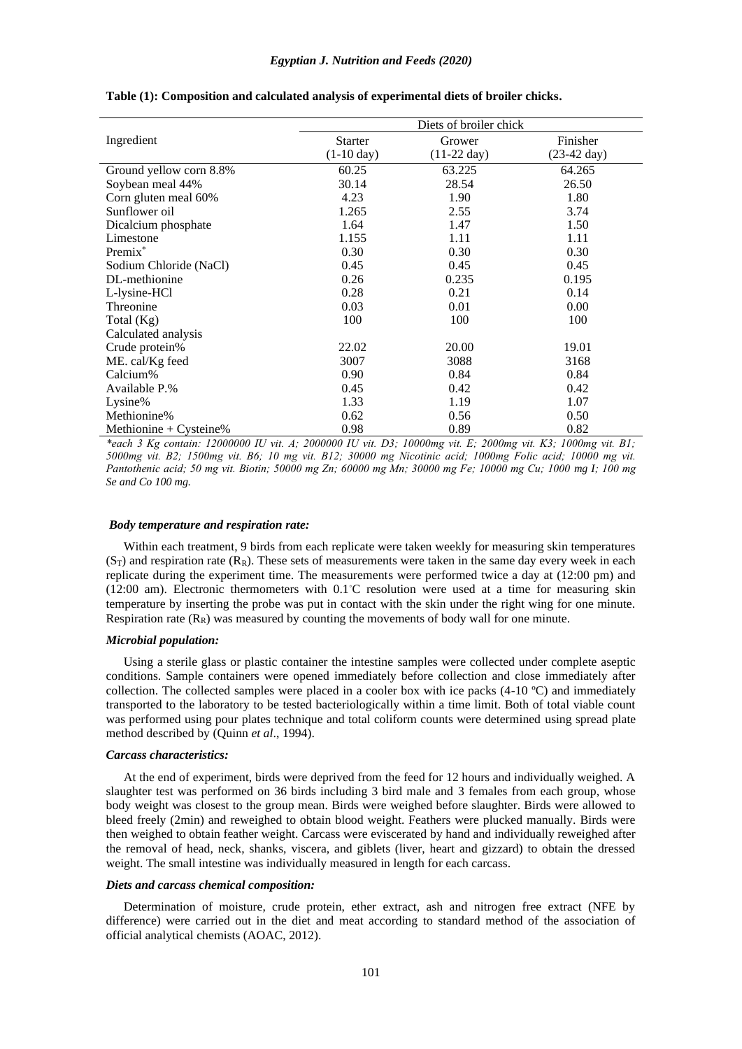**Table (1): Composition and calculated analysis of experimental diets of broiler chicks.**

| Ingredient | Diets of broiler chick | | |
|---|---|---|---|
| | Starter (1-10 day) | Grower (11-22 day) | Finisher (23-42 day) |
| Ground yellow corn 8.8% | 60.25 | 63.225 | 64.265 |
| Soybean meal 44% | 30.14 | 28.54 | 26.50 |
| Corn gluten meal 60% | 4.23 | 1.90 | 1.80 |
| Sunflower oil | 1.265 | 2.55 | 3.74 |
| Dicalcium phosphate | 1.64 | 1.47 | 1.50 |
| Limestone | 1.155 | 1.11 | 1.11 |
| Premix* | 0.30 | 0.30 | 0.30 |
| Sodium Chloride (NaCl) | 0.45 | 0.45 | 0.45 |
| DL-methionine | 0.26 | 0.235 | 0.195 |
| L-lysine-HCl | 0.28 | 0.21 | 0.14 |
| Threonine | 0.03 | 0.01 | 0.00 |
| Total (Kg) | 100 | 100 | 100 |
| Calculated analysis | | | |
| Crude protein% | 22.02 | 20.00 | 19.01 |
| ME. cal/Kg feed | 3007 | 3088 | 3168 |
| Calcium% | 0.90 | 0.84 | 0.84 |
| Available P.% | 0.45 | 0.42 | 0.42 |
| Lysine% | 1.33 | 1.19 | 1.07 |
| Methionine% | 0.62 | 0.56 | 0.50 |
| Methionine + Cysteine% | 0.98 | 0.89 | 0.82 |

*\*each 3 Kg contain: 12000000 IU vit. A; 2000000 IU vit. D3; 10000mg vit. E; 2000mg vit. K3; 1000mg vit. B1; 5000mg vit. B2; 1500mg vit. B6; 10 mg vit. B12; 30000 mg Nicotinic acid; 1000mg Folic acid; 10000 mg vit. Pantothenic acid; 50 mg vit. Biotin; 50000 mg Zn; 60000 mg Mn; 30000 mg Fe; 10000 mg Cu; 1000 mg I; 100 mg Se and Co 100 mg.*

### *Body temperature and respiration rate:*

Within each treatment, 9 birds from each replicate were taken weekly for measuring skin temperatures ($S_T$) and respiration rate ($R_R$). These sets of measurements were taken in the same day every week in each replicate during the experiment time. The measurements were performed twice a day at (12:00 pm) and (12:00 am). Electronic thermometers with 0.1°C resolution were used at a time for measuring skin temperature by inserting the probe was put in contact with the skin under the right wing for one minute. Respiration rate ($R_R$) was measured by counting the movements of body wall for one minute.

### *Microbial population:*

Using a sterile glass or plastic container the intestine samples were collected under complete aseptic conditions. Sample containers were opened immediately before collection and close immediately after collection. The collected samples were placed in a cooler box with ice packs (4-10 ºC) and immediately transported to the laboratory to be tested bacteriologically within a time limit. Both of total viable count was performed using pour plates technique and total coliform counts were determined using spread plate method described by (Quinn *et al*., 1994).

### *Carcass characteristics:*

At the end of experiment, birds were deprived from the feed for 12 hours and individually weighed. A slaughter test was performed on 36 birds including 3 bird male and 3 females from each group, whose body weight was closest to the group mean. Birds were weighed before slaughter. Birds were allowed to bleed freely (2min) and reweighed to obtain blood weight. Feathers were plucked manually. Birds were then weighed to obtain feather weight. Carcass were eviscerated by hand and individually reweighed after the removal of head, neck, shanks, viscera, and giblets (liver, heart and gizzard) to obtain the dressed weight. The small intestine was individually measured in length for each carcass.

### *Diets and carcass chemical composition:*

Determination of moisture, crude protein, ether extract, ash and nitrogen free extract (NFE by difference) were carried out in the diet and meat according to standard method of the association of official analytical chemists (AOAC, 2012).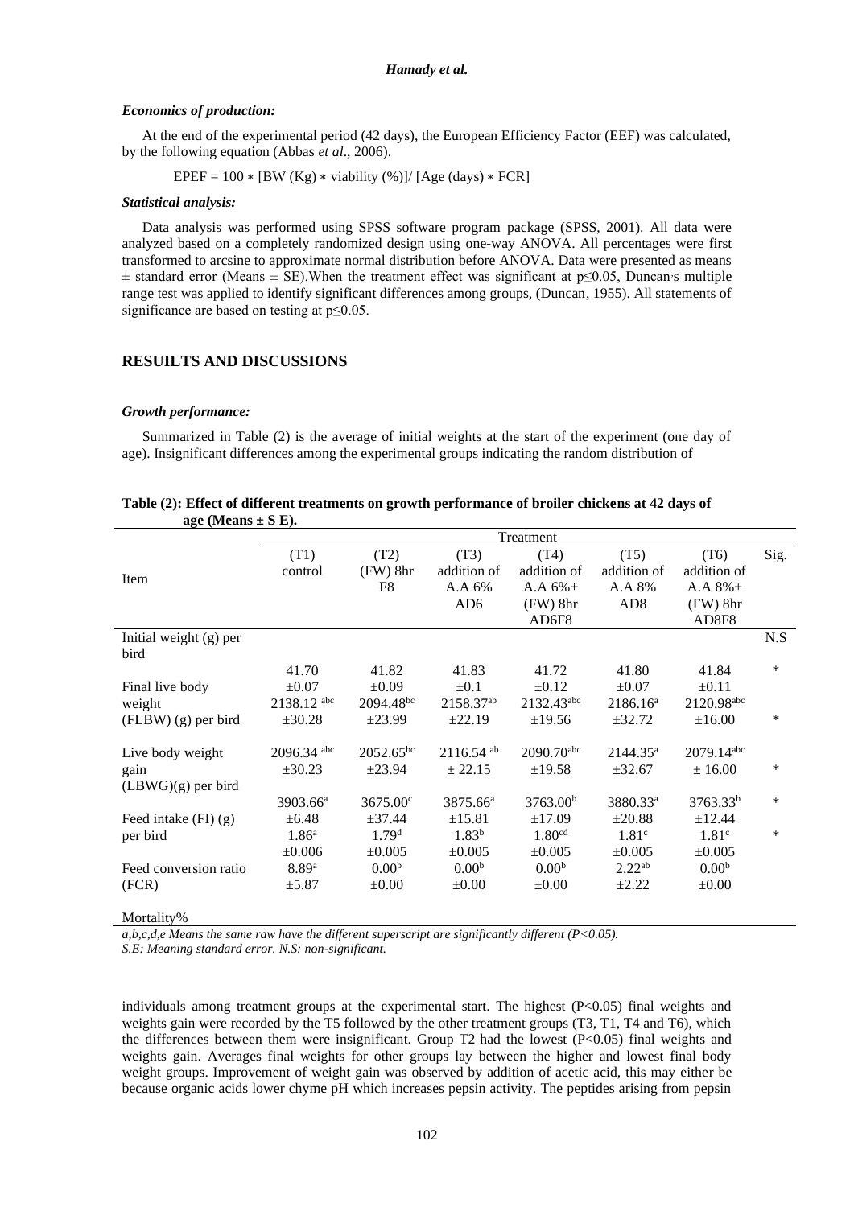### *Economics of production:*

At the end of the experimental period (42 days), the European Efficiency Factor (EEF) was calculated, by the following equation (Abbas *et al*., 2006).

$$EPEF = 100 * [BW (Kg) * viability (\%)] / [Age (days) * FCR]$$

### *Statistical analysis:*

Data analysis was performed using SPSS software program package (SPSS, 2001). All data were analyzed based on a completely randomized design using one-way ANOVA. All percentages were first transformed to arcsine to approximate normal distribution before ANOVA. Data were presented as means ± standard error (Means ± SE).When the treatment effect was significant at $p \leq 0.05$, Duncan's multiple range test was applied to identify significant differences among groups, (Duncan, 1955). All statements of significance are based on testing at $p \leq 0.05$.

## RESUILTS AND DISCUSSIONS

### *Growth performance:*

Summarized in Table (2) is the average of initial weights at the start of the experiment (one day of age). Insignificant differences among the experimental groups indicating the random distribution of individuals among treatment groups at the experimental start. The highest (P<0.05) final weights and weights gain were recorded by the T5 followed by the other treatment groups (T3, T1, T4 and T6), which the differences between them were insignificant. Group T2 had the lowest (P<0.05) final weights and weights gain. Averages final weights for other groups lay between the higher and lowest final body weight groups. Improvement of weight gain was observed by addition of acetic acid, this may either be because organic acids lower chyme pH which increases pepsin activity. The peptides arising from pepsin

**Table (2): Effect of different treatments on growth performance of broiler chickens at 42 days of age (Means ± S E).**

| Item | Treatment | | | | | | Sig. |
|---|---|---|---|---|---|---|---|
| | (T1) control | (T2) (FW) 8hr F8 | (T3) addition of A.A 6% AD6 | (T4) addition of A.A 6%+ (FW) 8hr AD6F8 | (T5) addition of A.A 8% AD8 | (T6) addition of A.A 8%+ (FW) 8hr AD8F8 | |
| Initial weight (g) per bird | 41.70 ±0.07 | 41.82 ±0.09 | 41.83 ±0.1 | 41.72 ±0.12 | 41.80 ±0.07 | 41.84 ±0.11 | N.S |
| Final live body weight (FLBW) (g) per bird | 2138.12 [abc] ±30.28 | 2094.48[bc] ±23.99 | 2158.37[ab] ±22.19 | 2132.43[abc] ±19.56 | 2186.16[a] ±32.72 | 2120.98[abc] ±16.00 | * |
| Live body weight gain (LBWG)(g) per bird | 2096.34 [abc] ±30.23 | 2052.65[bc] ±23.94 | 2116.54 [ab] ± 22.15 | 2090.70[abc] ±19.58 | 2144.35[a] ±32.67 | 2079.14[abc] ± 16.00 | * |
| Feed intake (FI) (g) per bird | 3903.66[a] ±6.48 | 3675.00[c] ±37.44 | 3875.66[a] ±15.81 | 3763.00[b] ±17.09 | 3880.33[a] ±20.88 | 3763.33[b] ±12.44 | * |
| Feed conversion ratio (FCR) | 1.86[a] ±0.006 | 1.79[d] ±0.005 | 1.83[b] ±0.005 | 1.80[cd] ±0.005 | 1.81[c] ±0.005 | 1.81[c] ±0.005 | * |
| Mortality% | 8.89[a] ±5.87 | 0.00[b] ±0.00 | 0.00[b] ±0.00 | 0.00[b] ±0.00 | 2.22[ab] ±2.22 | 0.00[b] ±0.00 | * |

*a,b,c,d,e Means the same raw have the different superscript are significantly different (P<0.05).*
*S.E: Meaning standard error. N.S: non-significant.*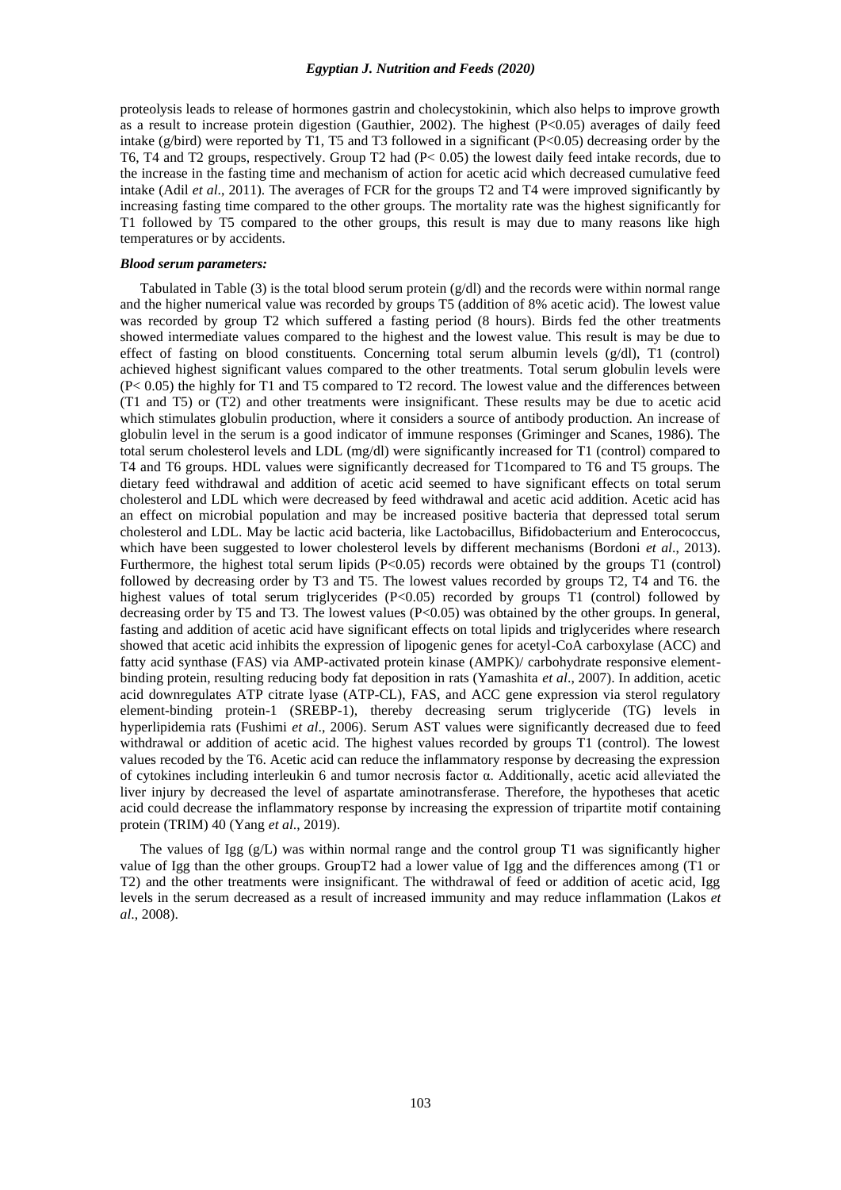proteolysis leads to release of hormones gastrin and cholecystokinin, which also helps to improve growth as a result to increase protein digestion (Gauthier, 2002). The highest ($P<0.05$) averages of daily feed intake (g/bird) were reported by T1, T5 and T3 followed in a significant ($P<0.05$) decreasing order by the T6, T4 and T2 groups, respectively. Group T2 had ($P< 0.05$) the lowest daily feed intake records, due to the increase in the fasting time and mechanism of action for acetic acid which decreased cumulative feed intake (Adil *et al*., 2011). The averages of FCR for the groups T2 and T4 were improved significantly by increasing fasting time compared to the other groups. The mortality rate was the highest significantly for T1 followed by T5 compared to the other groups, this result is may due to many reasons like high temperatures or by accidents.

***Blood serum parameters:***

Tabulated in Table (3) is the total blood serum protein (g/dl) and the records were within normal range and the higher numerical value was recorded by groups T5 (addition of 8% acetic acid). The lowest value was recorded by group T2 which suffered a fasting period (8 hours). Birds fed the other treatments showed intermediate values compared to the highest and the lowest value. This result is may be due to effect of fasting on blood constituents. Concerning total serum albumin levels (g/dl), T1 (control) achieved highest significant values compared to the other treatments. Total serum globulin levels were ($P< 0.05$) the highly for T1 and T5 compared to T2 record. The lowest value and the differences between (T1 and T5) or (T2) and other treatments were insignificant. These results may be due to acetic acid which stimulates globulin production, where it considers a source of antibody production. An increase of globulin level in the serum is a good indicator of immune responses (Griminger and Scanes, 1986). The total serum cholesterol levels and LDL (mg/dl) were significantly increased for T1 (control) compared to T4 and T6 groups. HDL values were significantly decreased for T1compared to T6 and T5 groups. The dietary feed withdrawal and addition of acetic acid seemed to have significant effects on total serum cholesterol and LDL which were decreased by feed withdrawal and acetic acid addition. Acetic acid has an effect on microbial population and may be increased positive bacteria that depressed total serum cholesterol and LDL. May be lactic acid bacteria, like Lactobacillus, Bifidobacterium and Enterococcus, which have been suggested to lower cholesterol levels by different mechanisms (Bordoni *et al*., 2013). Furthermore, the highest total serum lipids ($P<0.05$) records were obtained by the groups T1 (control) followed by decreasing order by T3 and T5. The lowest values recorded by groups T2, T4 and T6. the highest values of total serum triglycerides ($P<0.05$) recorded by groups T1 (control) followed by decreasing order by T5 and T3. The lowest values ($P<0.05$) was obtained by the other groups. In general, fasting and addition of acetic acid have significant effects on total lipids and triglycerides where research showed that acetic acid inhibits the expression of lipogenic genes for acetyl-CoA carboxylase (ACC) and fatty acid synthase (FAS) via AMP-activated protein kinase (AMPK)/ carbohydrate responsive element-binding protein, resulting reducing body fat deposition in rats (Yamashita *et al*., 2007). In addition, acetic acid downregulates ATP citrate lyase (ATP-CL), FAS, and ACC gene expression via sterol regulatory element-binding protein-1 (SREBP-1), thereby decreasing serum triglyceride (TG) levels in hyperlipidemia rats (Fushimi *et al*., 2006). Serum AST values were significantly decreased due to feed withdrawal or addition of acetic acid. The highest values recorded by groups T1 (control). The lowest values recoded by the T6. Acetic acid can reduce the inflammatory response by decreasing the expression of cytokines including interleukin 6 and tumor necrosis factor α. Additionally, acetic acid alleviated the liver injury by decreased the level of aspartate aminotransferase. Therefore, the hypotheses that acetic acid could decrease the inflammatory response by increasing the expression of tripartite motif containing protein (TRIM) 40 (Yang *et al*., 2019).

The values of Igg (g/L) was within normal range and the control group T1 was significantly higher value of Igg than the other groups. GroupT2 had a lower value of Igg and the differences among (T1 or T2) and the other treatments were insignificant. The withdrawal of feed or addition of acetic acid, Igg levels in the serum decreased as a result of increased immunity and may reduce inflammation (Lakos *et al*., 2008).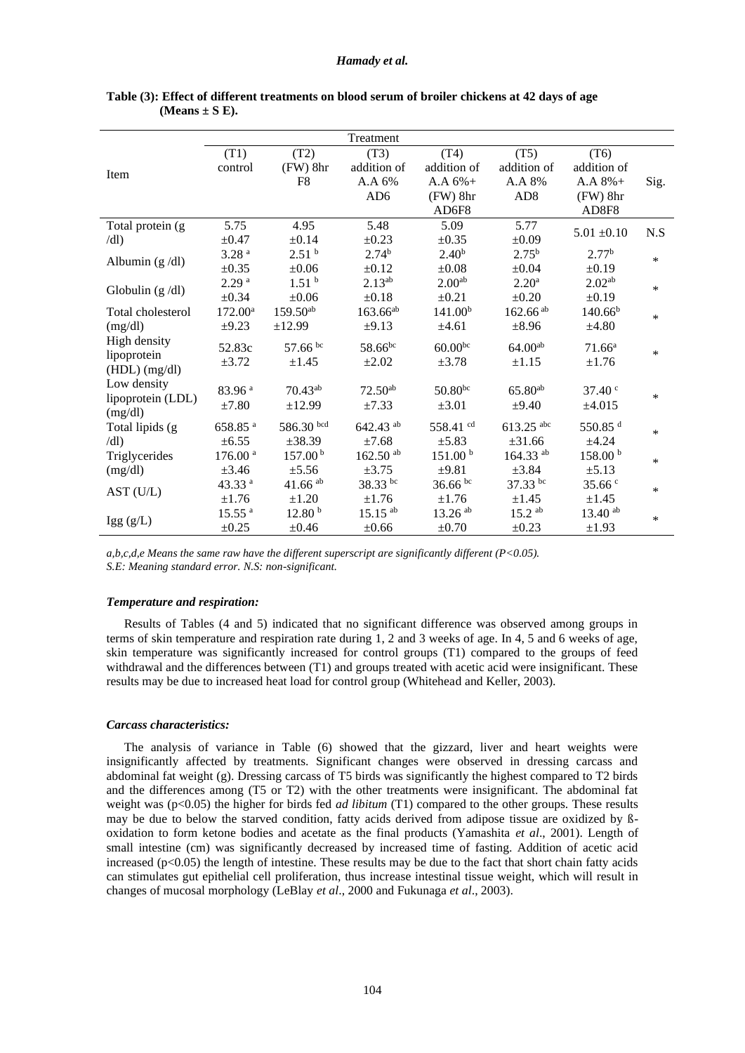**Table (3): Effect of different treatments on blood serum of broiler chickens at 42 days of age (Means ± S E).**

| Item | Treatment | | | | | | Sig. |
|---|---|---|---|---|---|---|---|
| | (T1) control | (T2) (FW) 8hr F8 | (T3) addition of A.A 6% AD6 | (T4) addition of A.A 6%+ (FW) 8hr AD6F8 | (T5) addition of A.A 8% AD8 | (T6) addition of A.A 8%+ (FW) 8hr AD8F8 | |
| Total protein (g /dl) | 5.75 ±0.47 | 4.95 ±0.14 | 5.48 ±0.23 | 5.09 ±0.35 | 5.77 ±0.09 | 5.01 ±0.10 | N.S |
| Albumin (g /dl) | 3.28 [a] ±0.35 | 2.51 [b] ±0.06 | 2.74[b] ±0.12 | 2.40[b] ±0.08 | 2.75[b] ±0.04 | 2.77[b] ±0.19 | * |
| Globulin (g /dl) | 2.29 [a] ±0.34 | 1.51 [b] ±0.06 | 2.13[ab] ±0.18 | 2.00[ab] ±0.21 | 2.20[a] ±0.20 | 2.02[ab] ±0.19 | * |
| Total cholesterol (mg/dl) | 172.00[a] ±9.23 | 159.50[ab] ±12.99 | 163.66[ab] ±9.13 | 141.00[b] ±4.61 | 162.66 [ab] ±8.96 | 140.66[b] ±4.80 | * |
| High density lipoprotein (HDL) (mg/dl) | 52.83c ±3.72 | 57.66 [bc] ±1.45 | 58.66[bc] ±2.02 | 60.00[bc] ±3.78 | 64.00[ab] ±1.15 | 71.66[a] ±1.76 | * |
| Low density lipoprotein (LDL) (mg/dl) | 83.96 [a] ±7.80 | 70.43[ab] ±12.99 | 72.50[ab] ±7.33 | 50.80[bc] ±3.01 | 65.80[ab] ±9.40 | 37.40 [c] ±4.015 | * |
| Total lipids (g /dl) | 658.85 [a] ±6.55 | 586.30 [bcd] ±38.39 | 642.43 [ab] ±7.68 | 558.41 [cd] ±5.83 | 613.25 [abc] ±31.66 | 550.85 [d] ±4.24 | * |
| Triglycerides (mg/dl) | 176.00 [a] ±3.46 | 157.00 [b] ±5.56 | 162.50 [ab] ±3.75 | 151.00 [b] ±9.81 | 164.33 [ab] ±3.84 | 158.00 [b] ±5.13 | * |
| AST (U/L) | 43.33 [a] ±1.76 | 41.66 [ab] ±1.20 | 38.33 [bc] ±1.76 | 36.66 [bc] ±1.76 | 37.33 [bc] ±1.45 | 35.66 [c] ±1.45 | * |
| Igg (g/L) | 15.55 [a] ±0.25 | 12.80 [b] ±0.46 | 15.15 [ab] ±0.66 | 13.26 [ab] ±0.70 | 15.2 [ab] ±0.23 | 13.40 [ab] ±1.93 | * |

*a,b,c,d,e Means the same raw have the different superscript are significantly different (P<0.05).*
*S.E: Meaning standard error. N.S: non-significant.*

### *Temperature and respiration:*

Results of Tables (4 and 5) indicated that no significant difference was observed among groups in terms of skin temperature and respiration rate during 1, 2 and 3 weeks of age. In 4, 5 and 6 weeks of age, skin temperature was significantly increased for control groups (T1) compared to the groups of feed withdrawal and the differences between (T1) and groups treated with acetic acid were insignificant. These results may be due to increased heat load for control group (Whitehead and Keller, 2003).

### *Carcass characteristics:*

The analysis of variance in Table (6) showed that the gizzard, liver and heart weights were insignificantly affected by treatments. Significant changes were observed in dressing carcass and abdominal fat weight (g). Dressing carcass of T5 birds was significantly the highest compared to T2 birds and the differences among (T5 or T2) with the other treatments were insignificant. The abdominal fat weight was (p<0.05) the higher for birds fed *ad libitum* (T1) compared to the other groups. These results may be due to below the starved condition, fatty acids derived from adipose tissue are oxidized by ß-oxidation to form ketone bodies and acetate as the final products (Yamashita *et al*., 2001). Length of small intestine (cm) was significantly decreased by increased time of fasting. Addition of acetic acid increased (p<0.05) the length of intestine. These results may be due to the fact that short chain fatty acids can stimulates gut epithelial cell proliferation, thus increase intestinal tissue weight, which will result in changes of mucosal morphology (LeBlay *et al*., 2000 and Fukunaga *et al*., 2003).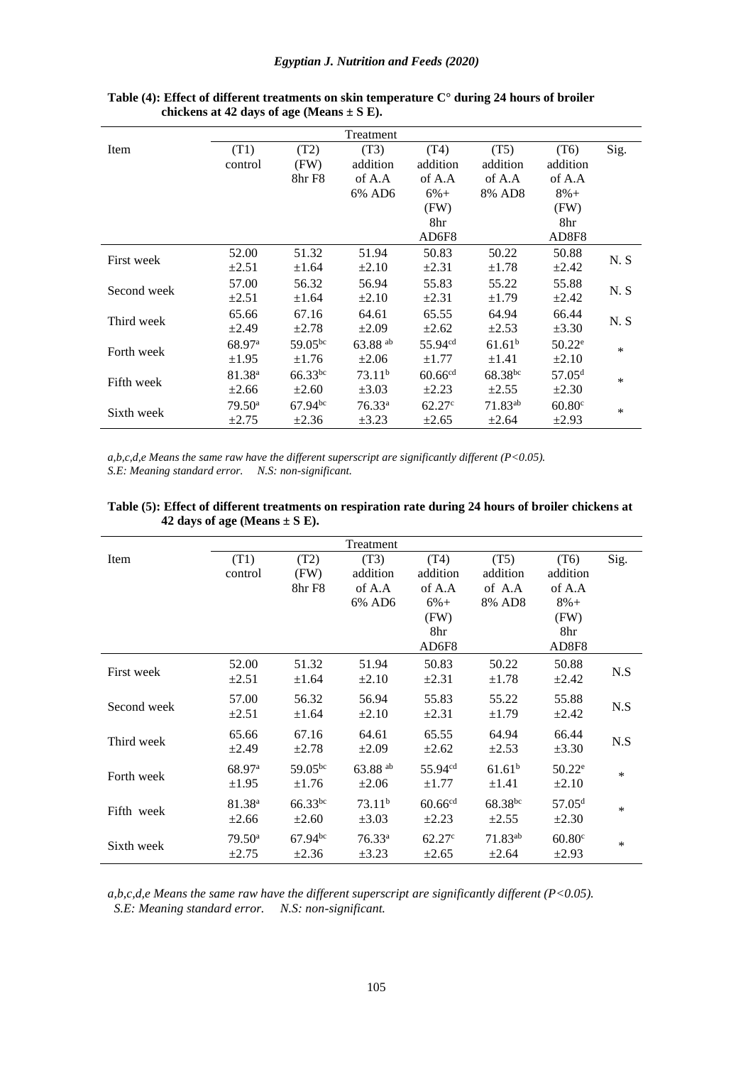**Table (4): Effect of different treatments on skin temperature C° during 24 hours of broiler chickens at 42 days of age (Means ± S E).**

| Item | Treatment | | | | | | Sig. |
|---|---|---|---|---|---|---|---|
| | (T1) control | (T2) (FW) 8hr F8 | (T3) addition of A.A 6% AD6 | (T4) addition of A.A 6%+ (FW) 8hr AD6F8 | (T5) addition of A.A 8% AD8 | (T6) addition of A.A 8%+ (FW) 8hr AD8F8 | |
| First week | 52.00 ±2.51 | 51.32 ±1.64 | 51.94 ±2.10 | 50.83 ±2.31 | 50.22 ±1.78 | 50.88 ±2.42 | N. S |
| Second week | 57.00 ±2.51 | 56.32 ±1.64 | 56.94 ±2.10 | 55.83 ±2.31 | 55.22 ±1.79 | 55.88 ±2.42 | N. S |
| Third week | 65.66 ±2.49 | 67.16 ±2.78 | 64.61 ±2.09 | 65.55 ±2.62 | 64.94 ±2.53 | 66.44 ±3.30 | N. S |
| Forth week | 68.97[a] ±1.95 | 59.05[bc] ±1.76 | 63.88[ab] ±2.06 | 55.94[cd] ±1.77 | 61.61[b] ±1.41 | 50.22[e] ±2.10 | * |
| Fifth week | 81.38[a] ±2.66 | 66.33[bc] ±2.60 | 73.11[b] ±3.03 | 60.66[cd] ±2.23 | 68.38[bc] ±2.55 | 57.05[d] ±2.30 | * |
| Sixth week | 79.50[a] ±2.75 | 67.94[bc] ±2.36 | 76.33[a] ±3.23 | 62.27[c] ±2.65 | 71.83[ab] ±2.64 | 60.80[c] ±2.93 | * |

*a,b,c,d,e Means the same raw have the different superscript are significantly different (P<0.05).*
*S.E: Meaning standard error. N.S: non-significant.*

**Table (5): Effect of different treatments on respiration rate during 24 hours of broiler chickens at 42 days of age (Means ± S E).**

| Item | Treatment | | | | | | Sig. |
|---|---|---|---|---|---|---|---|
| | (T1) control | (T2) (FW) 8hr F8 | (T3) addition of A.A 6% AD6 | (T4) addition of A.A 6%+ (FW) 8hr AD6F8 | (T5) addition of A.A 8% AD8 | (T6) addition of A.A 8%+ (FW) 8hr AD8F8 | |
| First week | 52.00 ±2.51 | 51.32 ±1.64 | 51.94 ±2.10 | 50.83 ±2.31 | 50.22 ±1.78 | 50.88 ±2.42 | N.S |
| Second week | 57.00 ±2.51 | 56.32 ±1.64 | 56.94 ±2.10 | 55.83 ±2.31 | 55.22 ±1.79 | 55.88 ±2.42 | N.S |
| Third week | 65.66 ±2.49 | 67.16 ±2.78 | 64.61 ±2.09 | 65.55 ±2.62 | 64.94 ±2.53 | 66.44 ±3.30 | N.S |
| Forth week | 68.97[a] ±1.95 | 59.05[bc] ±1.76 | 63.88[ab] ±2.06 | 55.94[cd] ±1.77 | 61.61[b] ±1.41 | 50.22[e] ±2.10 | * |
| Fifth week | 81.38[a] ±2.66 | 66.33[bc] ±2.60 | 73.11[b] ±3.03 | 60.66[cd] ±2.23 | 68.38[bc] ±2.55 | 57.05[d] ±2.30 | * |
| Sixth week | 79.50[a] ±2.75 | 67.94[bc] ±2.36 | 76.33[a] ±3.23 | 62.27[c] ±2.65 | 71.83[ab] ±2.64 | 60.80[c] ±2.93 | * |

*a,b,c,d,e Means the same raw have the different superscript are significantly different (P<0.05).*
*S.E: Meaning standard error. N.S: non-significant.*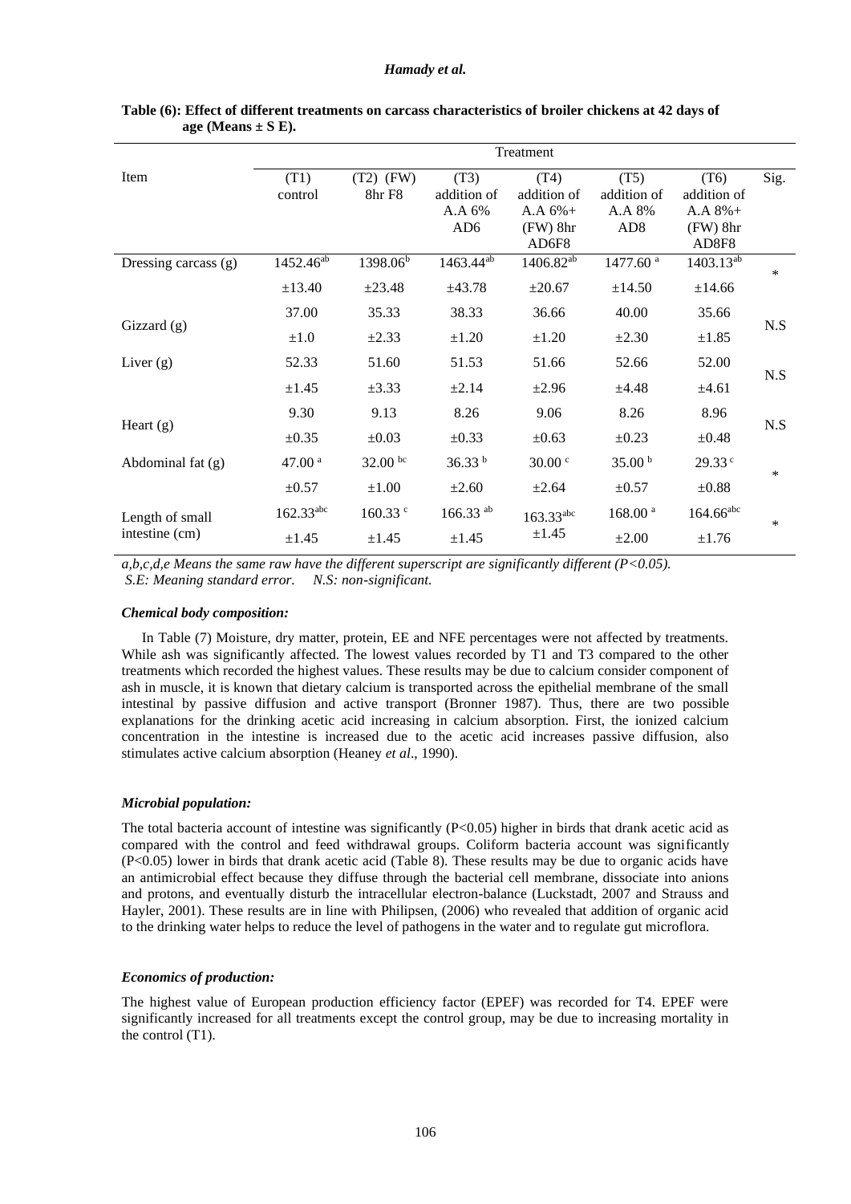**Table (6): Effect of different treatments on carcass characteristics of broiler chickens at 42 days of age (Means ± S E).**

| Item | Treatment | | | | | | Sig. |
|---|---|---|---|---|---|---|---|
| | (T1) control | (T2) (FW) 8hr F8 | (T3) addition of A.A 6% AD6 | (T4) addition of A.A 6%+ (FW) 8hr AD6F8 | (T5) addition of A.A 8% AD8 | (T6) addition of A.A 8%+ (FW) 8hr AD8F8 | |
| Dressing carcass (g) | 1452.46$^{ab}$ ±13.40 | 1398.06$^{b}$ ±23.48 | 1463.44$^{ab}$ ±43.78 | 1406.82$^{ab}$ ±20.67 | 1477.60$^{a}$ ±14.50 | 1403.13$^{ab}$ ±14.66 | * |
| Gizzard (g) | 37.00 ±1.0 | 35.33 ±2.33 | 38.33 ±1.20 | 36.66 ±1.20 | 40.00 ±2.30 | 35.66 ±1.85 | N.S |
| Liver (g) | 52.33 ±1.45 | 51.60 ±3.33 | 51.53 ±2.14 | 51.66 ±2.96 | 52.66 ±4.48 | 52.00 ±4.61 | N.S |
| Heart (g) | 9.30 ±0.35 | 9.13 ±0.03 | 8.26 ±0.33 | 9.06 ±0.63 | 8.26 ±0.23 | 8.96 ±0.48 | N.S |
| Abdominal fat (g) | 47.00$^{a}$ ±0.57 | 32.00$^{bc}$ ±1.00 | 36.33$^{b}$ ±2.60 | 30.00$^{c}$ ±2.64 | 35.00$^{b}$ ±0.57 | 29.33$^{c}$ ±0.88 | * |
| Length of small intestine (cm) | 162.33$^{abc}$ ±1.45 | 160.33$^{c}$ ±1.45 | 166.33$^{ab}$ ±1.45 | 163.33$^{abc}$ ±1.45 | 168.00$^{a}$ ±2.00 | 164.66$^{abc}$ ±1.76 | * |

*a,b,c,d,e Means the same raw have the different superscript are significantly different (P<0.05).*
*S.E: Meaning standard error.   N.S: non-significant.*

### *Chemical body composition:*

In Table (7) Moisture, dry matter, protein, EE and NFE percentages were not affected by treatments. While ash was significantly affected. The lowest values recorded by T1 and T3 compared to the other treatments which recorded the highest values. These results may be due to calcium consider component of ash in muscle, it is known that dietary calcium is transported across the epithelial membrane of the small intestinal by passive diffusion and active transport (Bronner 1987). Thus, there are two possible explanations for the drinking acetic acid increasing in calcium absorption. First, the ionized calcium concentration in the intestine is increased due to the acetic acid increases passive diffusion, also stimulates active calcium absorption (Heaney *et al*., 1990).

### *Microbial population:*

The total bacteria account of intestine was significantly (P<0.05) higher in birds that drank acetic acid as compared with the control and feed withdrawal groups. Coliform bacteria account was significantly (P<0.05) lower in birds that drank acetic acid (Table 8). These results may be due to organic acids have an antimicrobial effect because they diffuse through the bacterial cell membrane, dissociate into anions and protons, and eventually disturb the intracellular electron-balance (Luckstadt, 2007 and Strauss and Hayler, 2001). These results are in line with Philipsen, (2006) who revealed that addition of organic acid to the drinking water helps to reduce the level of pathogens in the water and to regulate gut microflora.

### *Economics of production:*

The highest value of European production efficiency factor (EPEF) was recorded for T4. EPEF were significantly increased for all treatments except the control group, may be due to increasing mortality in the control (T1).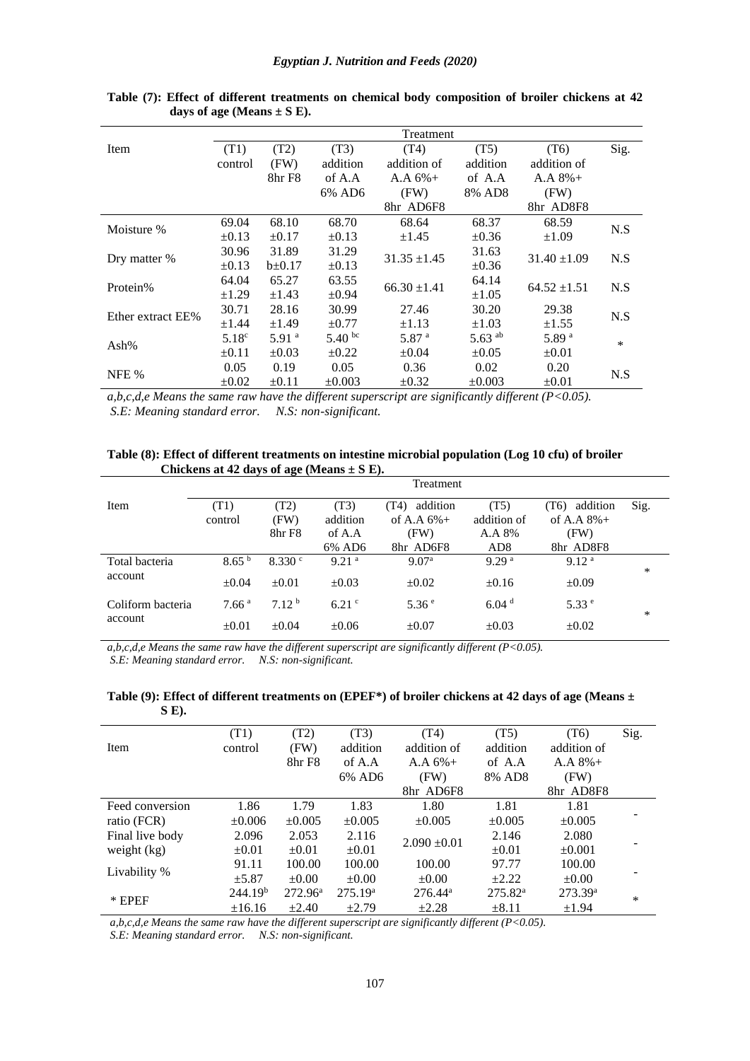**Table (7): Effect of different treatments on chemical body composition of broiler chickens at 42 days of age (Means ± S E).**

| Item | Treatment | | | | | | Sig. |
|---|---|---|---|---|---|---|---|
| | (T1) control | (T2) (FW) 8hr F8 | (T3) addition of A.A 6% AD6 | (T4) addition of A.A 6%+ (FW) 8hr AD6F8 | (T5) addition of A.A 8% AD8 | (T6) addition of A.A 8%+ (FW) 8hr AD8F8 | |
| Moisture % | 69.04 ±0.13 | 68.10 ±0.17 | 68.70 ±0.13 | 68.64 ±1.45 | 68.37 ±0.36 | 68.59 ±1.09 | N.S |
| Dry matter % | 30.96 ±0.13 | 31.89 b±0.17 | 31.29 ±0.13 | 31.35 ±1.45 | 31.63 ±0.36 | 31.40 ±1.09 | N.S |
| Protein% | 64.04 ±1.29 | 65.27 ±1.43 | 63.55 ±0.94 | 66.30 ±1.41 | 64.14 ±1.05 | 64.52 ±1.51 | N.S |
| Ether extract EE% | 30.71 ±1.44 | 28.16 ±1.49 | 30.99 ±0.77 | 27.46 ±1.13 | 30.20 ±1.03 | 29.38 ±1.55 | N.S |
| Ash% | 5.18[c] ±0.11 | 5.91 [a] ±0.03 | 5.40 [bc] ±0.22 | 5.87 [a] ±0.04 | 5.63 [ab] ±0.05 | 5.89 [a] ±0.01 | * |
| NFE % | 0.05 ±0.02 | 0.19 ±0.11 | 0.05 ±0.003 | 0.36 ±0.32 | 0.02 ±0.003 | 0.20 ±0.01 | N.S |

*a,b,c,d,e Means the same raw have the different superscript are significantly different (P<0.05).*
*S.E: Meaning standard error. N.S: non-significant.*

**Table (8): Effect of different treatments on intestine microbial population (Log 10 cfu) of broiler Chickens at 42 days of age (Means ± S E).**

| Item | Treatment | | | | | | Sig. |
|---|---|---|---|---|---|---|---|
| | (T1) control | (T2) (FW) 8hr F8 | (T3) addition of A.A 6% AD6 | (T4) addition of A.A 6%+ (FW) 8hr AD6F8 | (T5) addition of A.A 8% AD8 | (T6) addition of A.A 8%+ (FW) 8hr AD8F8 | |
| Total bacteria account | 8.65 [b] ±0.04 | 8.330 [c] ±0.01 | 9.21 [a] ±0.03 | 9.07[a] ±0.02 | 9.29 [a] ±0.16 | 9.12 [a] ±0.09 | * |
| Coliform bacteria account | 7.66 [a] ±0.01 | 7.12 [b] ±0.04 | 6.21 [c] ±0.06 | 5.36 [e] ±0.07 | 6.04 [d] ±0.03 | 5.33 [e] ±0.02 | * |

*a,b,c,d,e Means the same raw have the different superscript are significantly different (P<0.05).*
*S.E: Meaning standard error. N.S: non-significant.*

**Table (9): Effect of different treatments on (EPEF*) of broiler chickens at 42 days of age (Means ± S E).**

| Item | (T1) control | (T2) (FW) 8hr F8 | (T3) addition of A.A 6% AD6 | (T4) addition of A.A 6%+ (FW) 8hr AD6F8 | (T5) addition of A.A 8% AD8 | (T6) addition of A.A 8%+ (FW) 8hr AD8F8 | Sig. |
|---|---|---|---|---|---|---|---|
| Feed conversion ratio (FCR) | 1.86 ±0.006 | 1.79 ±0.005 | 1.83 ±0.005 | 1.80 ±0.005 | 1.81 ±0.005 | 1.81 ±0.005 | - |
| Final live body weight (kg) | 2.096 ±0.01 | 2.053 ±0.01 | 2.116 ±0.01 | 2.090 ±0.01 | 2.146 ±0.01 | 2.080 ±0.001 | - |
| Livability % | 91.11 ±5.87 | 100.00 ±0.00 | 100.00 ±0.00 | 100.00 ±0.00 | 97.77 ±2.22 | 100.00 ±0.00 | - |
| * EPEF | 244.19[b] ±16.16 | 272.96[a] ±2.40 | 275.19[a] ±2.79 | 276.44[a] ±2.28 | 275.82[a] ±8.11 | 273.39[a] ±1.94 | * |

*a,b,c,d,e Means the same raw have the different superscript are significantly different (P<0.05).*
*S.E: Meaning standard error. N.S: non-significant.*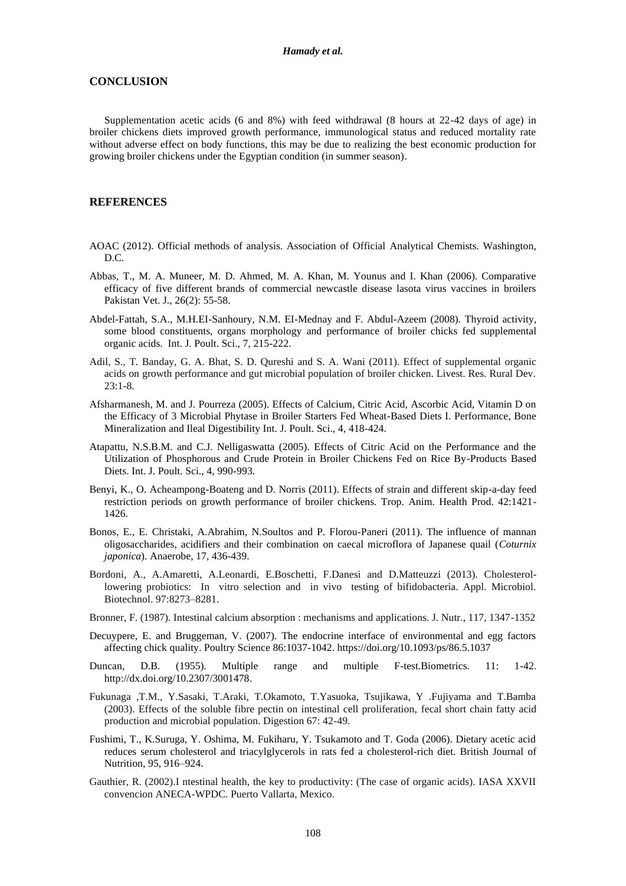## CONCLUSION

Supplementation acetic acids (6 and 8%) with feed withdrawal (8 hours at 22-42 days of age) in broiler chickens diets improved growth performance, immunological status and reduced mortality rate without adverse effect on body functions, this may be due to realizing the best economic production for growing broiler chickens under the Egyptian condition (in summer season).

## REFERENCES

AOAC (2012). Official methods of analysis. Association of Official Analytical Chemists. Washington, D.C.

Abbas, T., M. A. Muneer, M. D. Ahmed, M. A. Khan, M. Younus and I. Khan (2006). Comparative efficacy of five different brands of commercial newcastle disease lasota virus vaccines in broilers Pakistan Vet. J., 26(2): 55-58.

Abdel-Fattah, S.A., M.H.EI-Sanhoury, N.M. EI-Mednay and F. Abdul-Azeem (2008). Thyroid activity, some blood constituents, organs morphology and performance of broiler chicks fed supplemental organic acids. Int. J. Poult. Sci., 7, 215-222.

Adil, S., T. Banday, G. A. Bhat, S. D. Qureshi and S. A. Wani (2011). Effect of supplemental organic acids on growth performance and gut microbial population of broiler chicken. Livest. Res. Rural Dev. 23:1-8.

Afsharmanesh, M. and J. Pourreza (2005). Effects of Calcium, Citric Acid, Ascorbic Acid, Vitamin D on the Efficacy of 3 Microbial Phytase in Broiler Starters Fed Wheat-Based Diets I. Performance, Bone Mineralization and Ileal Digestibility Int. J. Poult. Sci., 4, 418-424.

Atapattu, N.S.B.M. and C.J. Nelligaswatta (2005). Effects of Citric Acid on the Performance and the Utilization of Phosphorous and Crude Protein in Broiler Chickens Fed on Rice By-Products Based Diets. Int. J. Poult. Sci., 4, 990-993.

Benyi, K., O. Acheampong-Boateng and D. Norris (2011). Effects of strain and different skip-a-day feed restriction periods on growth performance of broiler chickens. Trop. Anim. Health Prod. 42:1421-1426.

Bonos, E., E. Christaki, A.Abrahim, N.Soultos and P. Florou-Paneri (2011). The influence of mannan oligosaccharides, acidifiers and their combination on caecal microflora of Japanese quail (*Coturnix japonica*). Anaerobe, 17, 436-439.

Bordoni, A., A.Amaretti, A.Leonardi, E.Boschetti, F.Danesi and D.Matteuzzi (2013). Cholesterol-lowering probiotics: In vitro selection and in vivo testing of bifidobacteria. Appl. Microbiol. Biotechnol. 97:8273–8281.

Bronner, F. (1987). Intestinal calcium absorption : mechanisms and applications. J. Nutr., 117, 1347-1352

Decuypere, E. and Bruggeman, V. (2007). The endocrine interface of environmental and egg factors affecting chick quality. Poultry Science 86:1037-1042. https://doi.org/10.1093/ps/86.5.1037

Duncan, D.B. (1955). Multiple range and multiple F-test.Biometrics. 11: 1-42. http://dx.doi.org/10.2307/3001478.

Fukunaga ,T.M., Y.Sasaki, T.Araki, T.Okamoto, T.Yasuoka, Tsujikawa, Y .Fujiyama and T.Bamba (2003). Effects of the soluble fibre pectin on intestinal cell proliferation, fecal short chain fatty acid production and microbial population. Digestion 67: 42-49.

Fushimi, T., K.Suruga, Y. Oshima, M. Fukiharu, Y. Tsukamoto and T. Goda (2006). Dietary acetic acid reduces serum cholesterol and triacylglycerols in rats fed a cholesterol-rich diet. British Journal of Nutrition, 95, 916–924.

Gauthier, R. (2002).I ntestinal health, the key to productivity: (The case of organic acids). IASA XXVII convencion ANECA-WPDC. Puerto Vallarta, Mexico.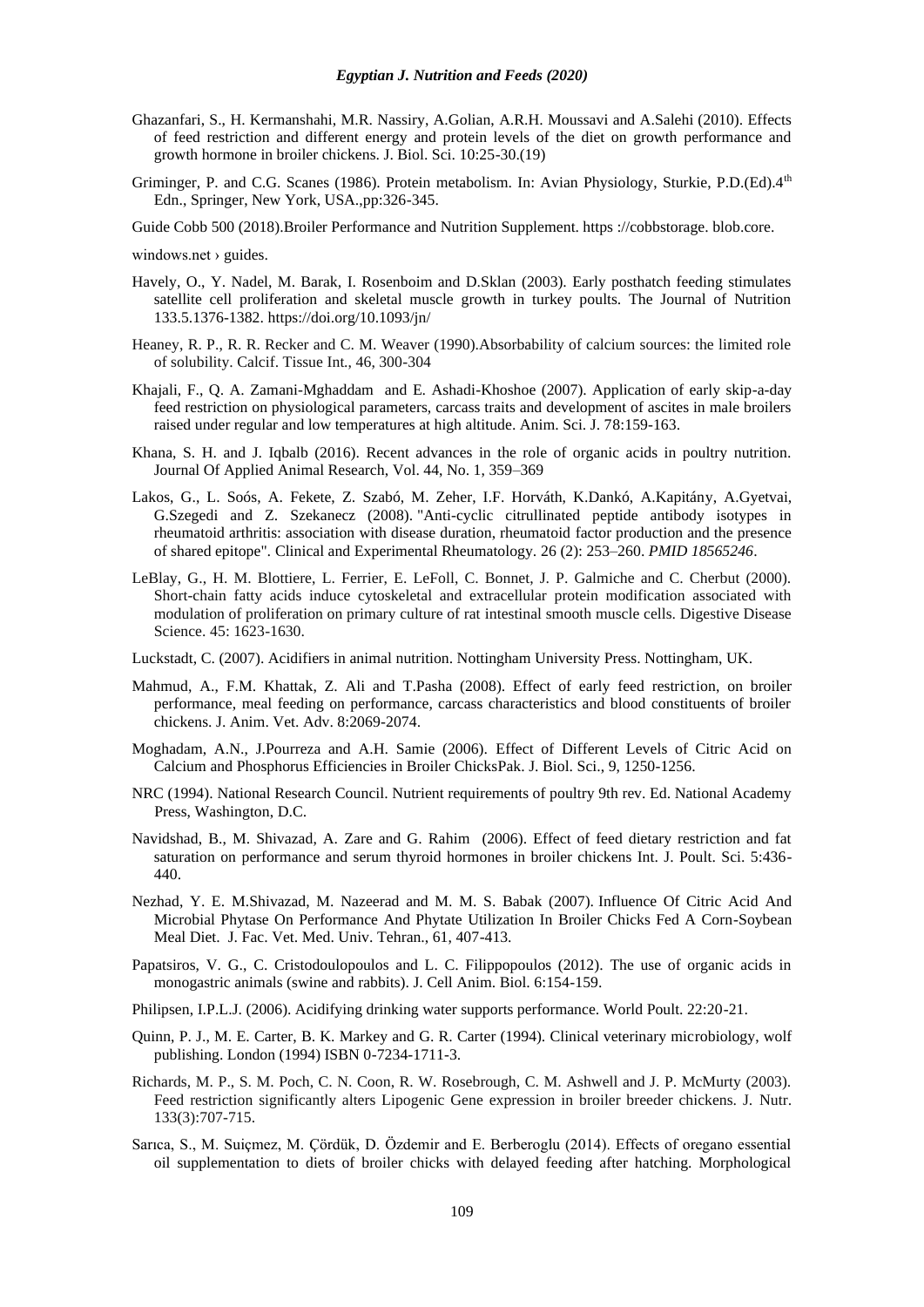Ghazanfari, S., H. Kermanshahi, M.R. Nassiry, A.Golian, A.R.H. Moussavi and A.Salehi (2010). Effects of feed restriction and different energy and protein levels of the diet on growth performance and growth hormone in broiler chickens. J. Biol. Sci. 10:25-30.(19)

Griminger, P. and C.G. Scanes (1986). Protein metabolism. In: Avian Physiology, Sturkie, P.D.(Ed).4th Edn., Springer, New York, USA.,pp:326-345.

Guide Cobb 500 (2018).Broiler Performance and Nutrition Supplement. https ://cobbstorage. blob.core.

windows.net › guides.

Havely, O., Y. Nadel, M. Barak, I. Rosenboim and D.Sklan (2003). Early posthatch feeding stimulates satellite cell proliferation and skeletal muscle growth in turkey poults. The Journal of Nutrition 133.5.1376-1382. https://doi.org/10.1093/jn/

Heaney, R. P., R. R. Recker and C. M. Weaver (1990).Absorbability of calcium sources: the limited role of solubility. Calcif. Tissue Int., 46, 300-304

Khajali, F., Q. A. Zamani-Mghaddam and E. Ashadi-Khoshoe (2007). Application of early skip-a-day feed restriction on physiological parameters, carcass traits and development of ascites in male broilers raised under regular and low temperatures at high altitude. Anim. Sci. J. 78:159-163.

Khana, S. H. and J. Iqbalb (2016). Recent advances in the role of organic acids in poultry nutrition. Journal Of Applied Animal Research, Vol. 44, No. 1, 359–369

Lakos, G., L. Soós, A. Fekete, Z. Szabó, M. Zeher, I.F. Horváth, K.Dankó, A.Kapitány, A.Gyetvai, G.Szegedi and Z. Szekanecz (2008). "Anti-cyclic citrullinated peptide antibody isotypes in rheumatoid arthritis: association with disease duration, rheumatoid factor production and the presence of shared epitope". Clinical and Experimental Rheumatology. 26 (2): 253–260. *PMID 18565246*.

LeBlay, G., H. M. Blottiere, L. Ferrier, E. LeFoll, C. Bonnet, J. P. Galmiche and C. Cherbut (2000). Short-chain fatty acids induce cytoskeletal and extracellular protein modification associated with modulation of proliferation on primary culture of rat intestinal smooth muscle cells. Digestive Disease Science. 45: 1623-1630.

Luckstadt, C. (2007). Acidifiers in animal nutrition. Nottingham University Press. Nottingham, UK.

Mahmud, A., F.M. Khattak, Z. Ali and T.Pasha (2008). Effect of early feed restriction, on broiler performance, meal feeding on performance, carcass characteristics and blood constituents of broiler chickens. J. Anim. Vet. Adv. 8:2069-2074.

Moghadam, A.N., J.Pourreza and A.H. Samie (2006). Effect of Different Levels of Citric Acid on Calcium and Phosphorus Efficiencies in Broiler ChicksPak. J. Biol. Sci., 9, 1250-1256.

NRC (1994). National Research Council. Nutrient requirements of poultry 9th rev. Ed. National Academy Press, Washington, D.C.

Navidshad, B., M. Shivazad, A. Zare and G. Rahim (2006). Effect of feed dietary restriction and fat saturation on performance and serum thyroid hormones in broiler chickens Int. J. Poult. Sci. 5:436-440.

Nezhad, Y. E. M.Shivazad, M. Nazeerad and M. M. S. Babak (2007). Influence Of Citric Acid And Microbial Phytase On Performance And Phytate Utilization In Broiler Chicks Fed A Corn-Soybean Meal Diet. J. Fac. Vet. Med. Univ. Tehran., 61, 407-413.

Papatsiros, V. G., C. Cristodoulopoulos and L. C. Filippopoulos (2012). The use of organic acids in monogastric animals (swine and rabbits). J. Cell Anim. Biol. 6:154-159.

Philipsen, I.P.L.J. (2006). Acidifying drinking water supports performance. World Poult. 22:20-21.

Quinn, P. J., M. E. Carter, B. K. Markey and G. R. Carter (1994). Clinical veterinary microbiology, wolf publishing. London (1994) ISBN 0-7234-1711-3.

Richards, M. P., S. M. Poch, C. N. Coon, R. W. Rosebrough, C. M. Ashwell and J. P. McMurty (2003). Feed restriction significantly alters Lipogenic Gene expression in broiler breeder chickens. J. Nutr. 133(3):707-715.

Sarıca, S., M. Suiçmez, M. Çördük, D. Özdemir and E. Berberoglu (2014). Effects of oregano essential oil supplementation to diets of broiler chicks with delayed feeding after hatching. Morphological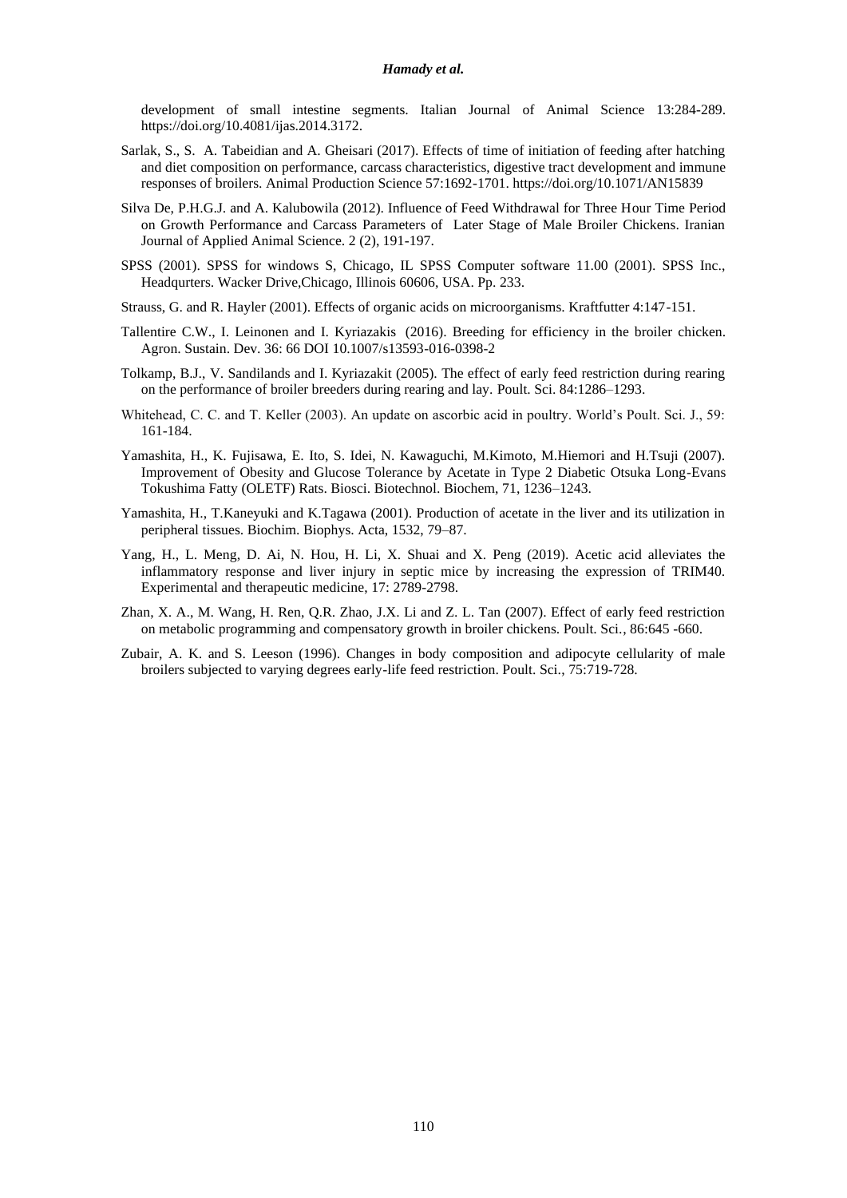development of small intestine segments. Italian Journal of Animal Science 13:284-289. https://doi.org/10.4081/ijas.2014.3172.

Sarlak, S., S. A. Tabeidian and A. Gheisari (2017). Effects of time of initiation of feeding after hatching and diet composition on performance, carcass characteristics, digestive tract development and immune responses of broilers. Animal Production Science 57:1692-1701. https://doi.org/10.1071/AN15839

Silva De, P.H.G.J. and A. Kalubowila (2012). Influence of Feed Withdrawal for Three Hour Time Period on Growth Performance and Carcass Parameters of Later Stage of Male Broiler Chickens. Iranian Journal of Applied Animal Science. 2 (2), 191-197.

SPSS (2001). SPSS for windows S, Chicago, IL SPSS Computer software 11.00 (2001). SPSS Inc., Headqurters. Wacker Drive,Chicago, Illinois 60606, USA. Pp. 233.

Strauss, G. and R. Hayler (2001). Effects of organic acids on microorganisms. Kraftfutter 4:147-151.

Tallentire C.W., I. Leinonen and I. Kyriazakis (2016). Breeding for efficiency in the broiler chicken. Agron. Sustain. Dev. 36: 66 DOI 10.1007/s13593-016-0398-2

Tolkamp, B.J., V. Sandilands and I. Kyriazakit (2005). The effect of early feed restriction during rearing on the performance of broiler breeders during rearing and lay. Poult. Sci. 84:1286–1293.

Whitehead, C. C. and T. Keller (2003). An update on ascorbic acid in poultry. World's Poult. Sci. J., 59: 161-184.

Yamashita, H., K. Fujisawa, E. Ito, S. Idei, N. Kawaguchi, M.Kimoto, M.Hiemori and H.Tsuji (2007). Improvement of Obesity and Glucose Tolerance by Acetate in Type 2 Diabetic Otsuka Long-Evans Tokushima Fatty (OLETF) Rats. Biosci. Biotechnol. Biochem, 71, 1236–1243.

Yamashita, H., T.Kaneyuki and K.Tagawa (2001). Production of acetate in the liver and its utilization in peripheral tissues. Biochim. Biophys. Acta, 1532, 79–87.

Yang, H., L. Meng, D. Ai, N. Hou, H. Li, X. Shuai and X. Peng (2019). Acetic acid alleviates the inflammatory response and liver injury in septic mice by increasing the expression of TRIM40. Experimental and therapeutic medicine, 17: 2789-2798.

Zhan, X. A., M. Wang, H. Ren, Q.R. Zhao, J.X. Li and Z. L. Tan (2007). Effect of early feed restriction on metabolic programming and compensatory growth in broiler chickens. Poult. Sci., 86:645 -660.

Zubair, A. K. and S. Leeson (1996). Changes in body composition and adipocyte cellularity of male broilers subjected to varying degrees early-life feed restriction. Poult. Sci., 75:719-728.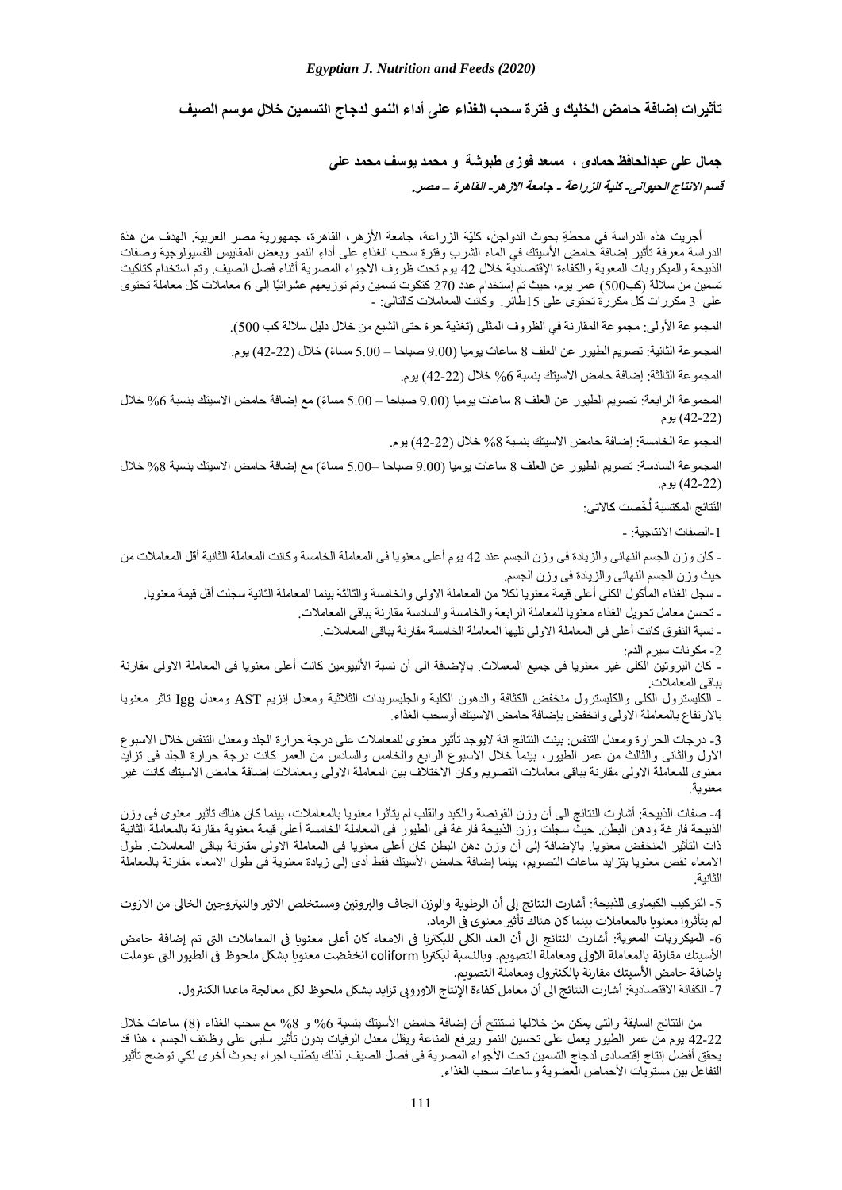# تأثيرات إضافة حامض الخليك و فترة سحب الغذاء على أداء النمو لدجاج التسمين خلال موسم الصيف

**جمال على عبدالحافظ حمادى ، مسعد فوزى طبوشة و محمد يوسف محمد على**

***قسم الانتاج الحيوانى- كلية الزراعة - جامعة الازهر- القاهرة – مصر.***

أجريت هذه الدراسة في محطةِ بحوث الدواجنَ، كليّة الزراعة، جامعة الأزهر، القاهرة، جمهورية مصر العربية. الهدف من هذة الدراسة معرفة تأثير إضافة حامض الأسيتك في الماء الشرب وفترة سحب الغذاءِ على أداءِ النمو وبعض المقاييس الفسيولوجية وصفات الذبيحة والميكروبات المعوية والكفاءة الإقتصادية خلال 42 يوم تحت ظروف الاجواء المصرية أثناء فصل الصيف. وتم استخدام كتاكيت تسمين من سلالة (كب500) عمر يوم، حيث تم إستخدام عدد 270 كتكوت تسمين وتم توزيعهم عشوائيًا إلى 6 معاملات كل معاملة تحتوى على 3 مكررات كل مكررة تحتوى على 15طائر. وكانت المعاملات كالتالى: -

المجموعة الأولى: مجموعة المقارنة في الظروف المثلى (تغذية حرة حتى الشبع من خلال دليل سلالة كب 500).

المجموعة الثانية: تصويم الطيور عن العلف 8 ساعات يوميا (9.00 صباحا – 5.00 مساءً) خلال (22-42) يوم.

المجموعة الثالثة: إضافة حامض الاسيتك بنسبة 6% خلال (22-42) يوم.

المجموعة الرابعة: تصويم الطيور عن العلف 8 ساعات يوميا (9.00 صباحا – 5.00 مساءً) مع إضافة حامض الاسيتك بنسبة 6% خلال (22-42) يوم

المجموعة الخامسة: إضافة حامض الاسيتك بنسبة 8% خلال (22-42) يوم.

المجموعة السادسة: تصويم الطيور عن العلف 8 ساعات يوميا (9.00 صباحا –5.00 مساءً) مع إضافة حامض الاسيتك بنسبة 8% خلال (22-42) يوم.

النتائج المكتسبة لُخّصت كالاتى:

1-الصفات الانتاجية: -

- كان وزن الجسم النهائى والزيادة فى وزن الجسم عند 42 يوم أعلى معنويا فى المعاملة الخامسة وكانت المعاملة الثانية أقل المعاملات من حيث وزن الجسم النهائى والزيادة فى وزن الجسم.
- سجل الغذاء المأكول الكلى أعلى قيمة معنويا لكلا من المعاملة الاولى والخامسة والثالثة بينما المعاملة الثانية سجلت أقل قيمة معنويا.
- تحسن معامل تحويل الغذاء معنويا للمعاملة الرابعة والخامسة والسادسة مقارنة بباقى المعاملات.
- نسبة النفوق كانت أعلى فى المعاملة الاولى تليها المعاملة الخامسة مقارنة بباقى المعاملات.

2- مكونات سيرم الدم:

- كان البروتين الكلى غير معنويا فى جميع المعملات. بالإضافة الى أن نسبة الألبيومين كانت أعلى معنويا فى المعاملة الاولى مقارنة بباقى المعاملات.
- الكليسترول الكلى والكليسترول منخفض الكثافة والدهون الكلية والجليسريدات الثلاثية ومعدل إنزيم AST ومعدل Igg تاثر معنويا بالارتفاع بالمعاملة الاولى وانخفض بإضافة حامض الاسيتك أوسحب الغذاء.

3- درجات الحرارة ومعدل التنفس: بينت النتائج انة لايوجد تأثير معنوى للمعاملات على درجة حرارة الجلد ومعدل التنفس خلال الاسبوع الاول والثانى والثالث من عمر الطيور، بينما خلال الاسبوع الرابع والخامس والسادس من العمر كانت درجة حرارة الجلد فى تزايد معنوى للمعاملة الاولى مقارنة بباقى معاملات التصويم وكان الاختلاف بين المعاملة الاولى ومعاملات إضافة حامض الاسيتك كانت غير معنوية.

4- صفات الذبيحة: أشارت النتائج الى أن وزن القونصة والكبد والقلب لم يتأثرا معنويا بالمعاملات، بينما كان هناك تأثير معنوى فى وزن الذبيحة فارغة ودهن البطن. حيث سجلت وزن الذبيحة فارغة فى الطيور فى المعاملة الخامسة أعلى قيمة معنوية مقارنة بالمعاملة الثانية ذات التأثير المنخفض معنويا. بالإضافة إلى أن وزن دهن البطن كان أعلى معنويا فى المعاملة الاولى مقارنة بباقى المعاملات. طول الامعاء نقص معنويا بتزايد ساعات التصويم، بينما إضافة حامض الأسيتك فقط أدى إلى زيادة معنوية فى طول الامعاء مقارنة بالمعاملة الثانية.

5- التركيب الكيماوى للذبيحة: أشارت النتائج إلى أن الرطوبة والوزن الجاف والبروتين ومستخلص الاثير والنيتروجين الخالى من الازوت لم يتأثروا معنويا بالمعاملات بينما كان هناك تأثير معنوى فى الرماد.

6- الميكروبات المعوية: أشارت النتائج الى أن العد الكلى للبكتريا فى الامعاء كان أعلى معنويا فى المعاملات التى تم إضافة حامض الأسيتك مقارنة بالمعاملة الاولى ومعاملة التصويم. وبالنسبة لبكتريا coliform انخفضت معنويا بشكل ملحوظ فى الطيور التى عوملت بإضافة حامض الأسيتك مقارنة بالكنترول ومعاملة التصويم.

7- الكفائة الاقتصادية: أشارت النتائج الى أن معامل كفاءة الإنتاج الاوروبى تزايد بشكل ملحوظ لكل معالجة ماعدا الكنترول.

من النتائج السابقة والتى يمكن من خلالها نستنتج أن إضافة حامض الأسيتك بنسبة 6% و 8% مع سحب الغذاء (8) ساعات خلال 22-42 يوم من عمر الطيور يعمل على تحسين النمو ويرفع المناعة ويقلل معدل الوفيات بدون تأثير سلبى على وظائف الجسم ، هذا قد يحقق أفضل إنتاج إقتصادى لدجاج التسمين تحت الأجواء المصرية فى فصل الصيف. لذلك يتطلب اجراء بحوث أخرى لكي توضح تأثير التفاعل بين مستويات الأحماض العضوية وساعات سحب الغذاء.